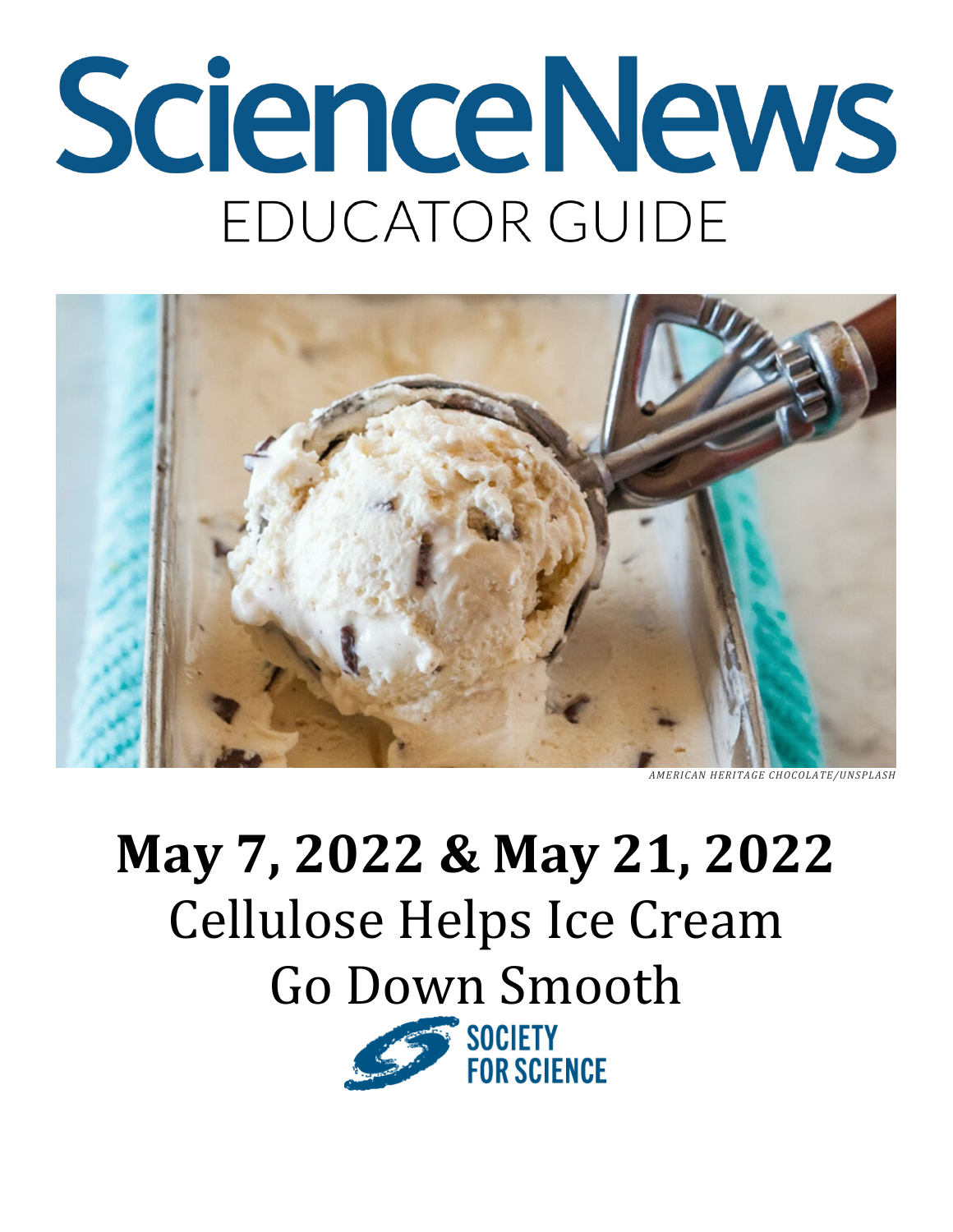# ScienceNews

## EDUCATOR GUIDE

*AMERICAN HERITAGE CHOCOLATE/UNSPLASH*

# May 7, 2022 & May 21, 2022

## Cellulose Helps Ice Cream Go Down Smooth

SOCIETY FOR SCIENCE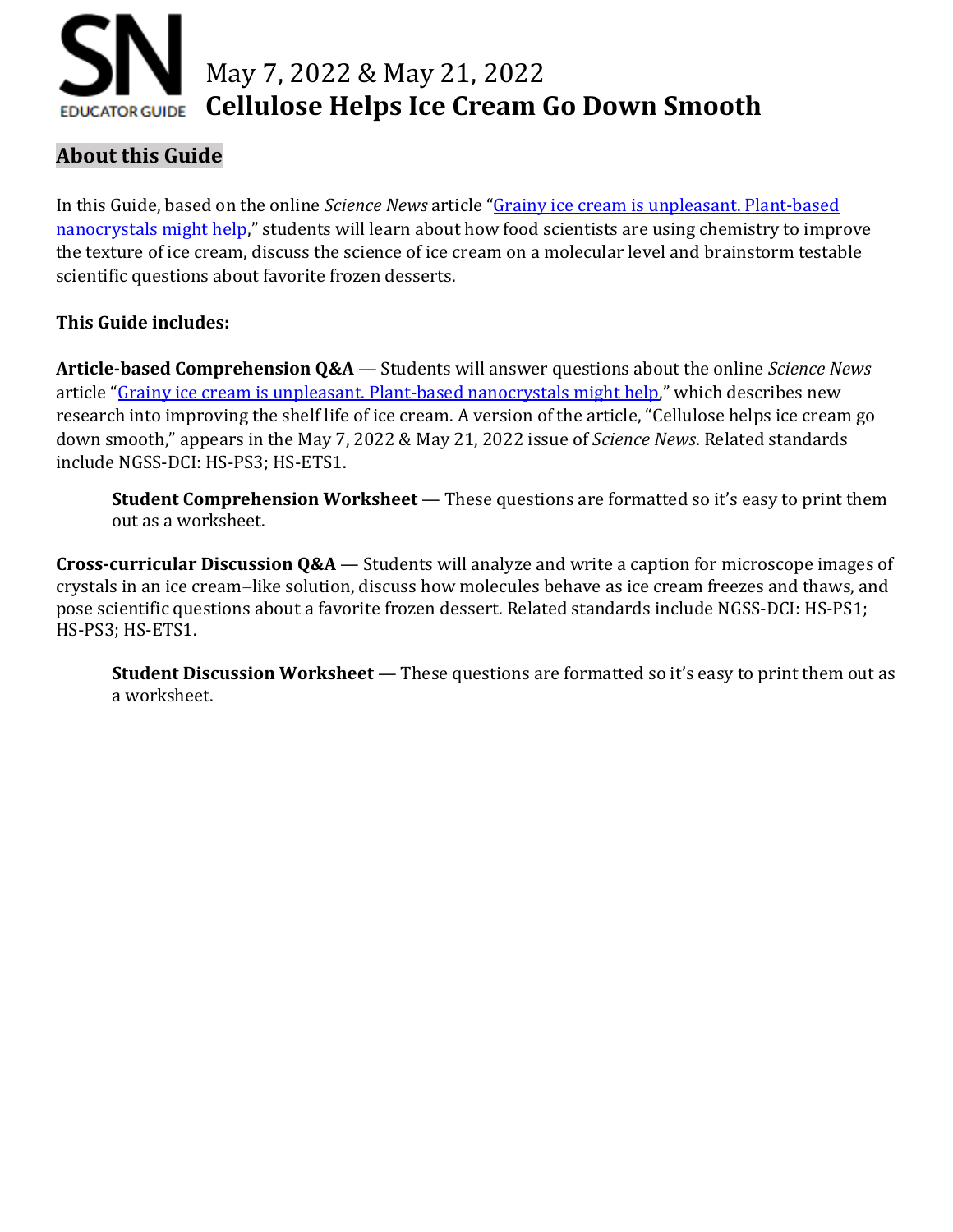# May 7, 2022 & May 21, 2022
# Cellulose Helps Ice Cream Go Down Smooth

## About this Guide

In this Guide, based on the online *Science News* article "[Grainy ice cream is unpleasant. Plant-based nanocrystals might help](#)," students will learn about how food scientists are using chemistry to improve the texture of ice cream, discuss the science of ice cream on a molecular level and brainstorm testable scientific questions about favorite frozen desserts.

**This Guide includes:**

**Article-based Comprehension Q&A** — Students will answer questions about the online *Science News* article "[Grainy ice cream is unpleasant. Plant-based nanocrystals might help](#)," which describes new research into improving the shelf life of ice cream. A version of the article, "Cellulose helps ice cream go down smooth," appears in the May 7, 2022 & May 21, 2022 issue of *Science News*. Related standards include NGSS-DCI: HS-PS3; HS-ETS1.

> **Student Comprehension Worksheet** — These questions are formatted so it's easy to print them out as a worksheet.

**Cross-curricular Discussion Q&A** — Students will analyze and write a caption for microscope images of crystals in an ice cream–like solution, discuss how molecules behave as ice cream freezes and thaws, and pose scientific questions about a favorite frozen dessert. Related standards include NGSS-DCI: HS-PS1; HS-PS3; HS-ETS1.

> **Student Discussion Worksheet** — These questions are formatted so it's easy to print them out as a worksheet.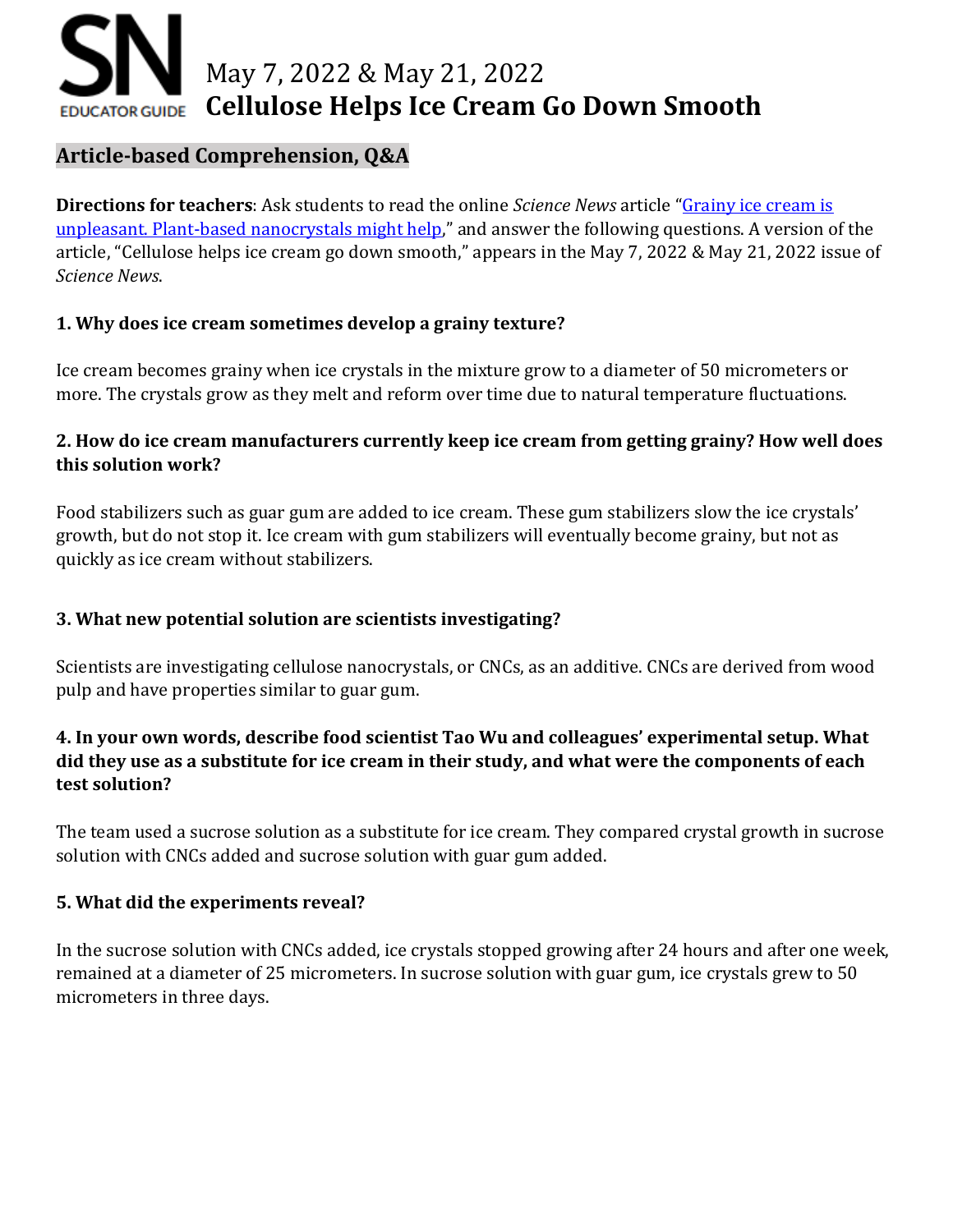# May 7, 2022 & May 21, 2022
# Cellulose Helps Ice Cream Go Down Smooth

## Article-based Comprehension, Q&A

**Directions for teachers**: Ask students to read the online *Science News* article "Grainy ice cream is unpleasant. Plant-based nanocrystals might help," and answer the following questions. A version of the article, "Cellulose helps ice cream go down smooth," appears in the May 7, 2022 & May 21, 2022 issue of *Science News*.

**1. Why does ice cream sometimes develop a grainy texture?**

Ice cream becomes grainy when ice crystals in the mixture grow to a diameter of 50 micrometers or more. The crystals grow as they melt and reform over time due to natural temperature fluctuations.

**2. How do ice cream manufacturers currently keep ice cream from getting grainy? How well does this solution work?**

Food stabilizers such as guar gum are added to ice cream. These gum stabilizers slow the ice crystals' growth, but do not stop it. Ice cream with gum stabilizers will eventually become grainy, but not as quickly as ice cream without stabilizers.

**3. What new potential solution are scientists investigating?**

Scientists are investigating cellulose nanocrystals, or CNCs, as an additive. CNCs are derived from wood pulp and have properties similar to guar gum.

**4. In your own words, describe food scientist Tao Wu and colleagues' experimental setup. What did they use as a substitute for ice cream in their study, and what were the components of each test solution?**

The team used a sucrose solution as a substitute for ice cream. They compared crystal growth in sucrose solution with CNCs added and sucrose solution with guar gum added.

**5. What did the experiments reveal?**

In the sucrose solution with CNCs added, ice crystals stopped growing after 24 hours and after one week, remained at a diameter of 25 micrometers. In sucrose solution with guar gum, ice crystals grew to 50 micrometers in three days.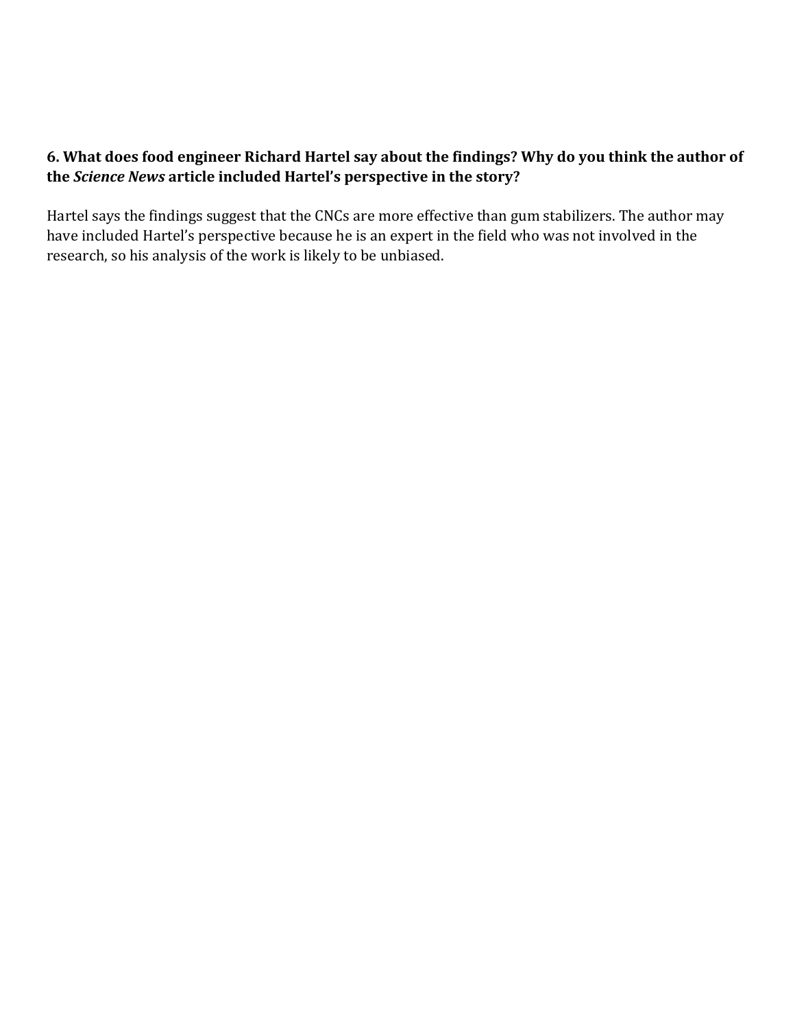**6. What does food engineer Richard Hartel say about the findings? Why do you think the author of the *Science News* article included Hartel's perspective in the story?**

Hartel says the findings suggest that the CNCs are more effective than gum stabilizers. The author may have included Hartel's perspective because he is an expert in the field who was not involved in the research, so his analysis of the work is likely to be unbiased.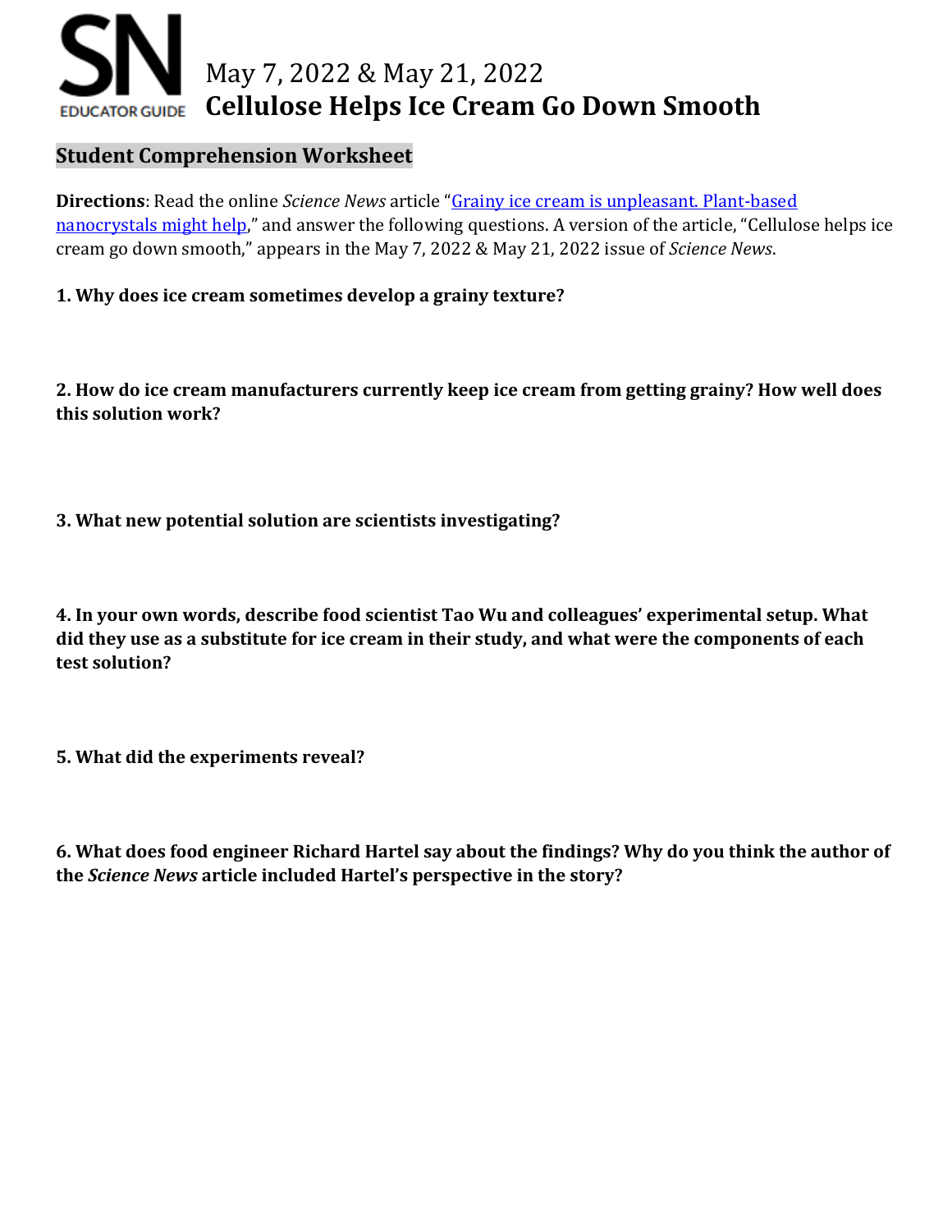# May 7, 2022 & May 21, 2022
# Cellulose Helps Ice Cream Go Down Smooth

## Student Comprehension Worksheet

**Directions**: Read the online *Science News* article "[Grainy ice cream is unpleasant. Plant-based nanocrystals might help](#)," and answer the following questions. A version of the article, "Cellulose helps ice cream go down smooth," appears in the May 7, 2022 & May 21, 2022 issue of *Science News*.

**1. Why does ice cream sometimes develop a grainy texture?**

**2. How do ice cream manufacturers currently keep ice cream from getting grainy? How well does this solution work?**

**3. What new potential solution are scientists investigating?**

**4. In your own words, describe food scientist Tao Wu and colleagues' experimental setup. What did they use as a substitute for ice cream in their study, and what were the components of each test solution?**

**5. What did the experiments reveal?**

**6. What does food engineer Richard Hartel say about the findings? Why do you think the author of the *Science News* article included Hartel's perspective in the story?**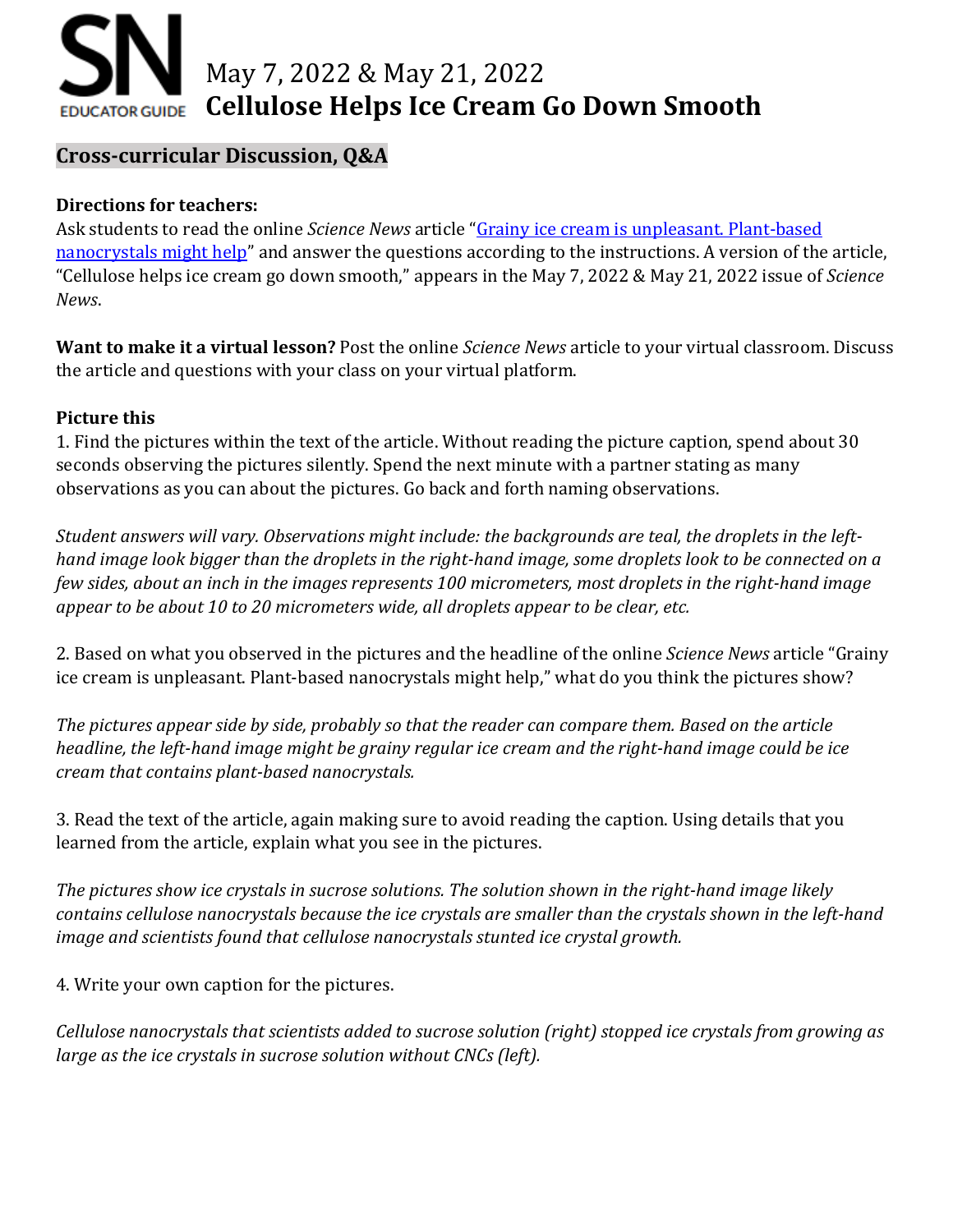# May 7, 2022 & May 21, 2022
# Cellulose Helps Ice Cream Go Down Smooth

## Cross-curricular Discussion, Q&A

**Directions for teachers:**
Ask students to read the online *Science News* article "[Grainy ice cream is unpleasant. Plant-based nanocrystals might help](#)" and answer the questions according to the instructions. A version of the article, "Cellulose helps ice cream go down smooth," appears in the May 7, 2022 & May 21, 2022 issue of *Science News*.

**Want to make it a virtual lesson?** Post the online *Science News* article to your virtual classroom. Discuss the article and questions with your class on your virtual platform.

**Picture this**

1. Find the pictures within the text of the article. Without reading the picture caption, spend about 30 seconds observing the pictures silently. Spend the next minute with a partner stating as many observations as you can about the pictures. Go back and forth naming observations.

*Student answers will vary. Observations might include: the backgrounds are teal, the droplets in the left-hand image look bigger than the droplets in the right-hand image, some droplets look to be connected on a few sides, about an inch in the images represents 100 micrometers, most droplets in the right-hand image appear to be about 10 to 20 micrometers wide, all droplets appear to be clear, etc.*

2. Based on what you observed in the pictures and the headline of the online *Science News* article "Grainy ice cream is unpleasant. Plant-based nanocrystals might help," what do you think the pictures show?

*The pictures appear side by side, probably so that the reader can compare them. Based on the article headline, the left-hand image might be grainy regular ice cream and the right-hand image could be ice cream that contains plant-based nanocrystals.*

3. Read the text of the article, again making sure to avoid reading the caption. Using details that you learned from the article, explain what you see in the pictures.

*The pictures show ice crystals in sucrose solutions. The solution shown in the right-hand image likely contains cellulose nanocrystals because the ice crystals are smaller than the crystals shown in the left-hand image and scientists found that cellulose nanocrystals stunted ice crystal growth.*

4. Write your own caption for the pictures.

*Cellulose nanocrystals that scientists added to sucrose solution (right) stopped ice crystals from growing as large as the ice crystals in sucrose solution without CNCs (left).*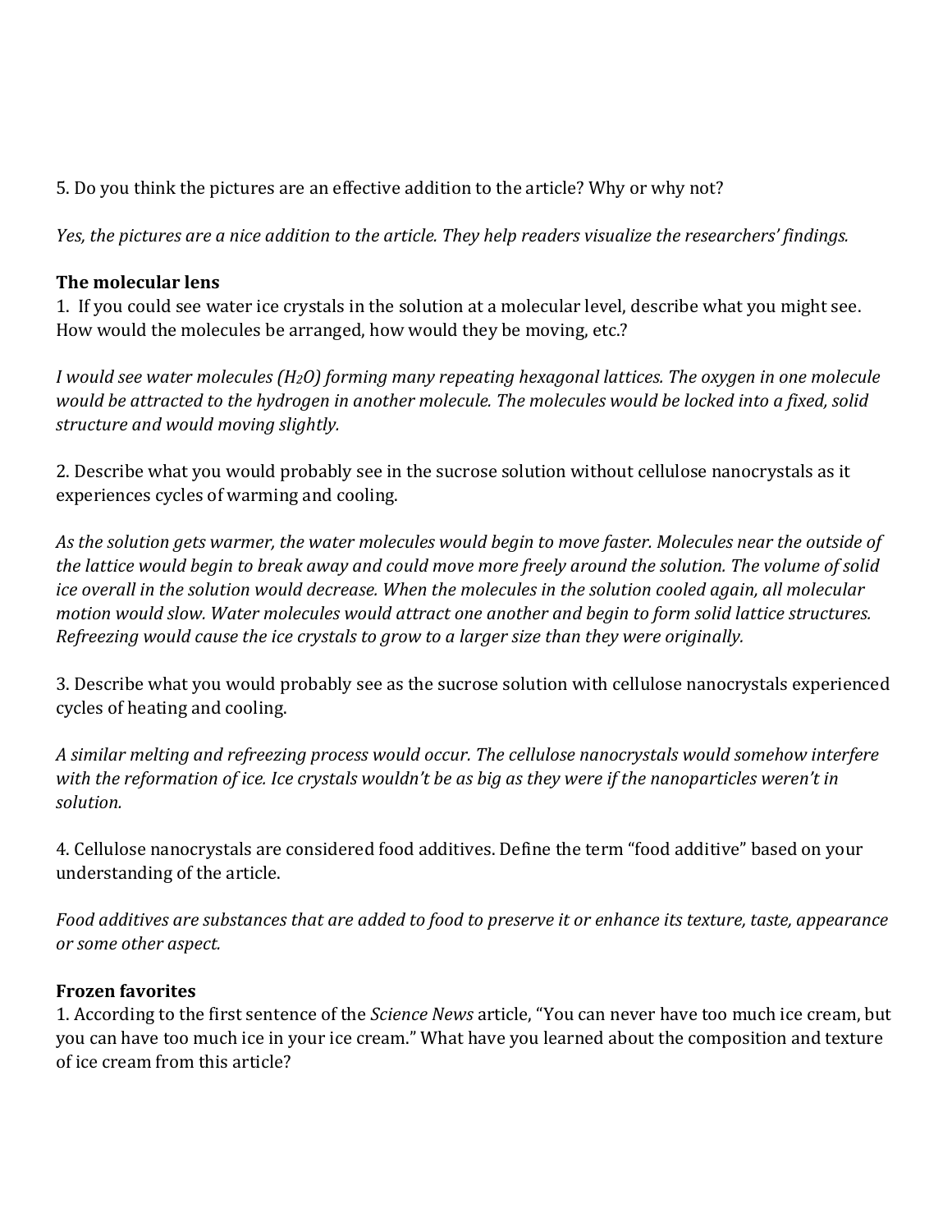5. Do you think the pictures are an effective addition to the article? Why or why not?

*Yes, the pictures are a nice addition to the article. They help readers visualize the researchers' findings.*

**The molecular lens**

1. If you could see water ice crystals in the solution at a molecular level, describe what you might see. How would the molecules be arranged, how would they be moving, etc.?

*I would see water molecules ($H_2O$) forming many repeating hexagonal lattices. The oxygen in one molecule would be attracted to the hydrogen in another molecule. The molecules would be locked into a fixed, solid structure and would moving slightly.*

2. Describe what you would probably see in the sucrose solution without cellulose nanocrystals as it experiences cycles of warming and cooling.

*As the solution gets warmer, the water molecules would begin to move faster. Molecules near the outside of the lattice would begin to break away and could move more freely around the solution. The volume of solid ice overall in the solution would decrease. When the molecules in the solution cooled again, all molecular motion would slow. Water molecules would attract one another and begin to form solid lattice structures. Refreezing would cause the ice crystals to grow to a larger size than they were originally.*

3. Describe what you would probably see as the sucrose solution with cellulose nanocrystals experienced cycles of heating and cooling.

*A similar melting and refreezing process would occur. The cellulose nanocrystals would somehow interfere with the reformation of ice. Ice crystals wouldn't be as big as they were if the nanoparticles weren't in solution.*

4. Cellulose nanocrystals are considered food additives. Define the term "food additive" based on your understanding of the article.

*Food additives are substances that are added to food to preserve it or enhance its texture, taste, appearance or some other aspect.*

**Frozen favorites**

1. According to the first sentence of the *Science News* article, "You can never have too much ice cream, but you can have too much ice in your ice cream." What have you learned about the composition and texture of ice cream from this article?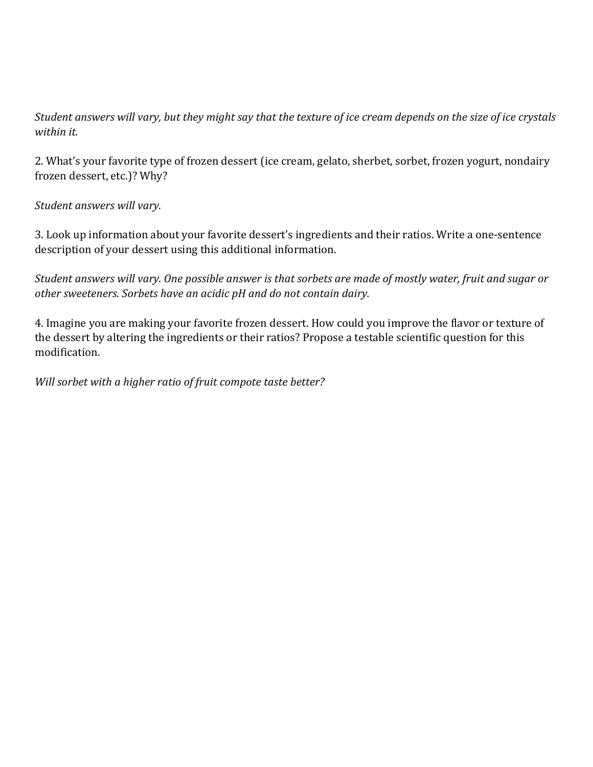*Student answers will vary, but they might say that the texture of ice cream depends on the size of ice crystals within it.*

2. What's your favorite type of frozen dessert (ice cream, gelato, sherbet, sorbet, frozen yogurt, nondairy frozen dessert, etc.)? Why?

*Student answers will vary.*

3. Look up information about your favorite dessert's ingredients and their ratios. Write a one-sentence description of your dessert using this additional information.

*Student answers will vary. One possible answer is that sorbets are made of mostly water, fruit and sugar or other sweeteners. Sorbets have an acidic pH and do not contain dairy.*

4. Imagine you are making your favorite frozen dessert. How could you improve the flavor or texture of the dessert by altering the ingredients or their ratios? Propose a testable scientific question for this modification.

*Will sorbet with a higher ratio of fruit compote taste better?*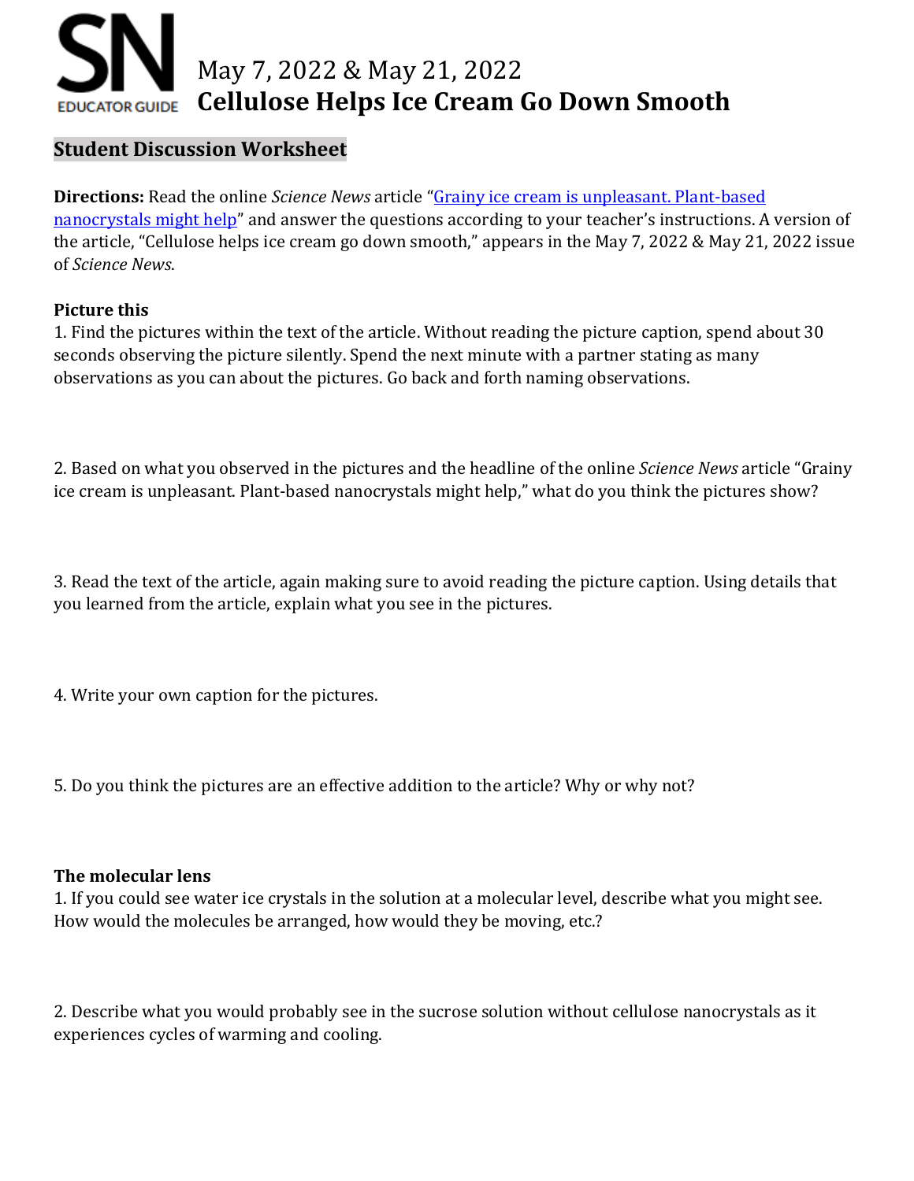# May 7, 2022 & May 21, 2022
# Cellulose Helps Ice Cream Go Down Smooth

## Student Discussion Worksheet

**Directions:** Read the online *Science News* article "Grainy ice cream is unpleasant. Plant-based nanocrystals might help" and answer the questions according to your teacher's instructions. A version of the article, "Cellulose helps ice cream go down smooth," appears in the May 7, 2022 & May 21, 2022 issue of *Science News*.

### Picture this

1. Find the pictures within the text of the article. Without reading the picture caption, spend about 30 seconds observing the picture silently. Spend the next minute with a partner stating as many observations as you can about the pictures. Go back and forth naming observations.

2. Based on what you observed in the pictures and the headline of the online *Science News* article "Grainy ice cream is unpleasant. Plant-based nanocrystals might help," what do you think the pictures show?

3. Read the text of the article, again making sure to avoid reading the picture caption. Using details that you learned from the article, explain what you see in the pictures.

4. Write your own caption for the pictures.

5. Do you think the pictures are an effective addition to the article? Why or why not?

### The molecular lens

1. If you could see water ice crystals in the solution at a molecular level, describe what you might see. How would the molecules be arranged, how would they be moving, etc.?

2. Describe what you would probably see in the sucrose solution without cellulose nanocrystals as it experiences cycles of warming and cooling.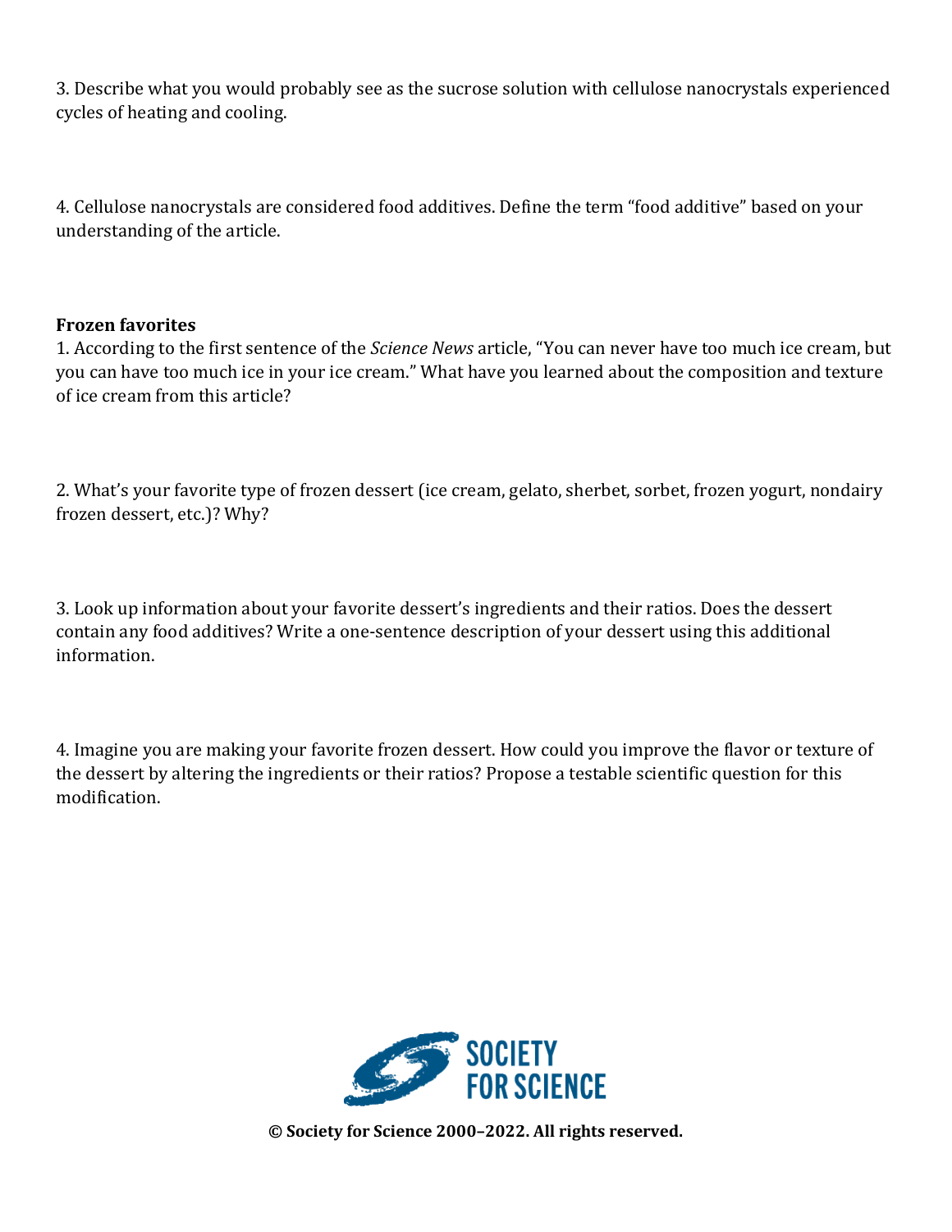3. Describe what you would probably see as the sucrose solution with cellulose nanocrystals experienced cycles of heating and cooling.

4. Cellulose nanocrystals are considered food additives. Define the term "food additive" based on your understanding of the article.

**Frozen favorites**

1. According to the first sentence of the *Science News* article, "You can never have too much ice cream, but you can have too much ice in your ice cream." What have you learned about the composition and texture of ice cream from this article?

2. What's your favorite type of frozen dessert (ice cream, gelato, sherbet, sorbet, frozen yogurt, nondairy frozen dessert, etc.)? Why?

3. Look up information about your favorite dessert's ingredients and their ratios. Does the dessert contain any food additives? Write a one-sentence description of your dessert using this additional information.

4. Imagine you are making your favorite frozen dessert. How could you improve the flavor or texture of the dessert by altering the ingredients or their ratios? Propose a testable scientific question for this modification.

SOCIETY FOR SCIENCE

**© Society for Science 2000–2022. All rights reserved.**